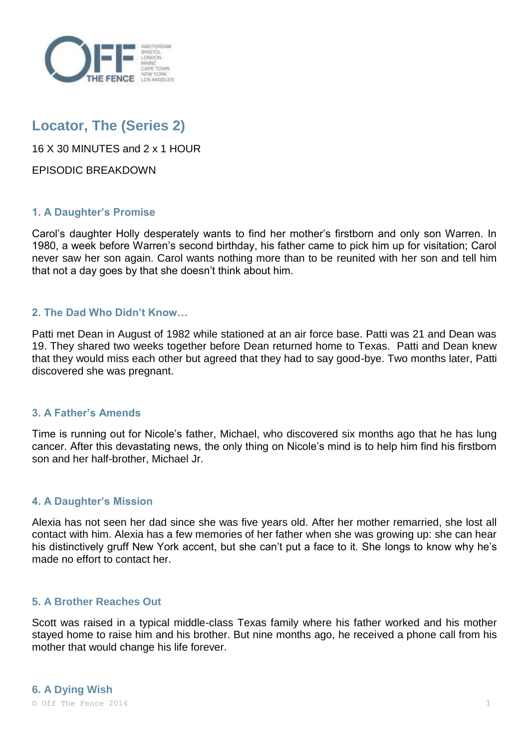# Locator, The (Series 2)

16 X 30 MINUTES and 2 x 1 HOUR

EPISODIC BREAKDOWN

### 1. A Daughter's Promise

Carol's daughter Holly desperately wants to find her mother's firstborn and only son Warren. In 1980, a week before Warren's second birthday, his father came to pick him up for visitation; Carol never saw her son again. Carol wants nothing more than to be reunited with her son and tell him that not a day goes by that she doesn't think about him.

### 2. The Dad Who Didn't Know…

Patti met Dean in August of 1982 while stationed at an air force base. Patti was 21 and Dean was 19. They shared two weeks together before Dean returned home to Texas. Patti and Dean knew that they would miss each other but agreed that they had to say good-bye. Two months later, Patti discovered she was pregnant.

### 3. A Father's Amends

Time is running out for Nicole's father, Michael, who discovered six months ago that he has lung cancer. After this devastating news, the only thing on Nicole's mind is to help him find his firstborn son and her half-brother, Michael Jr.

### 4. A Daughter's Mission

Alexia has not seen her dad since she was five years old. After her mother remarried, she lost all contact with him. Alexia has a few memories of her father when she was growing up: she can hear his distinctively gruff New York accent, but she can't put a face to it. She longs to know why he's made no effort to contact her.

### 5. A Brother Reaches Out

Scott was raised in a typical middle-class Texas family where his father worked and his mother stayed home to raise him and his brother. But nine months ago, he received a phone call from his mother that would change his life forever.

### 6. A Dying Wish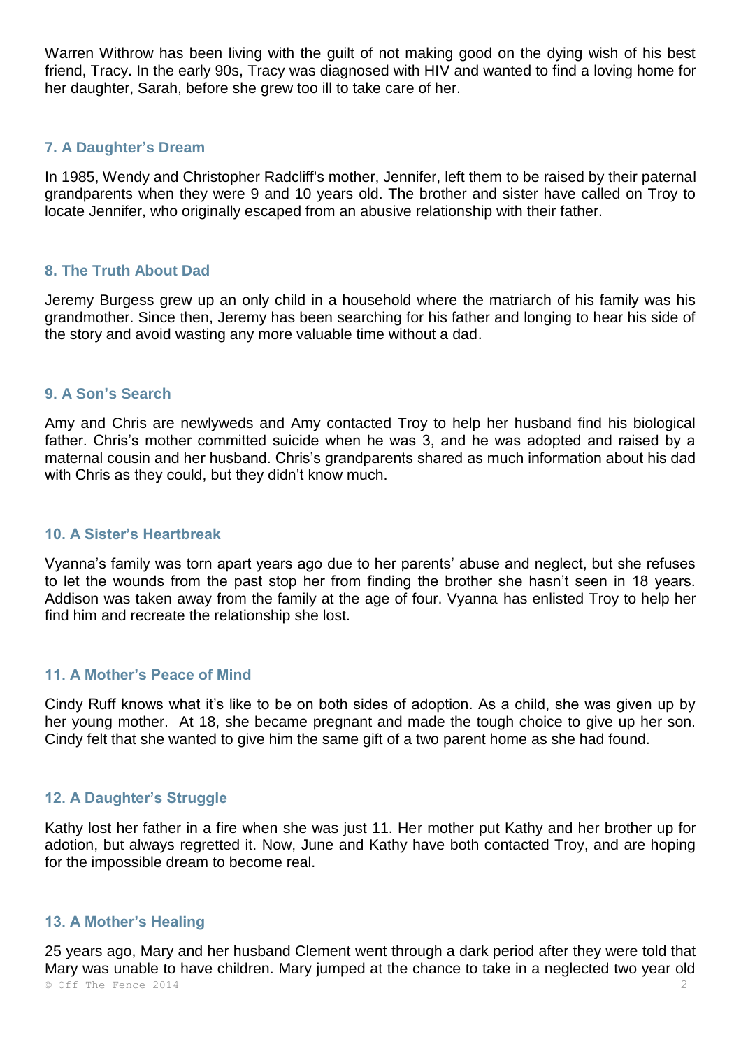Warren Withrow has been living with the guilt of not making good on the dying wish of his best friend, Tracy. In the early 90s, Tracy was diagnosed with HIV and wanted to find a loving home for her daughter, Sarah, before she grew too ill to take care of her.

### 7. A Daughter's Dream

In 1985, Wendy and Christopher Radcliff's mother, Jennifer, left them to be raised by their paternal grandparents when they were 9 and 10 years old. The brother and sister have called on Troy to locate Jennifer, who originally escaped from an abusive relationship with their father.

### 8. The Truth About Dad

Jeremy Burgess grew up an only child in a household where the matriarch of his family was his grandmother. Since then, Jeremy has been searching for his father and longing to hear his side of the story and avoid wasting any more valuable time without a dad.

### 9. A Son's Search

Amy and Chris are newlyweds and Amy contacted Troy to help her husband find his biological father. Chris's mother committed suicide when he was 3, and he was adopted and raised by a maternal cousin and her husband. Chris's grandparents shared as much information about his dad with Chris as they could, but they didn't know much.

### 10. A Sister's Heartbreak

Vyanna's family was torn apart years ago due to her parents' abuse and neglect, but she refuses to let the wounds from the past stop her from finding the brother she hasn't seen in 18 years. Addison was taken away from the family at the age of four. Vyanna has enlisted Troy to help her find him and recreate the relationship she lost.

### 11. A Mother's Peace of Mind

Cindy Ruff knows what it's like to be on both sides of adoption. As a child, she was given up by her young mother. At 18, she became pregnant and made the tough choice to give up her son. Cindy felt that she wanted to give him the same gift of a two parent home as she had found.

### 12. A Daughter's Struggle

Kathy lost her father in a fire when she was just 11. Her mother put Kathy and her brother up for adotion, but always regretted it. Now, June and Kathy have both contacted Troy, and are hoping for the impossible dream to become real.

### 13. A Mother's Healing

25 years ago, Mary and her husband Clement went through a dark period after they were told that Mary was unable to have children. Mary jumped at the chance to take in a neglected two year old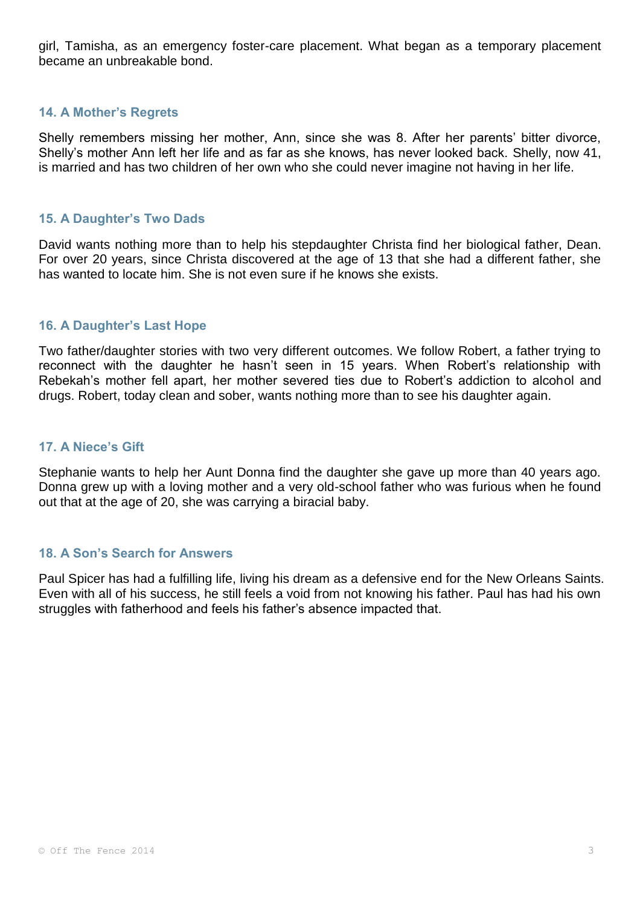girl, Tamisha, as an emergency foster-care placement. What began as a temporary placement became an unbreakable bond.

### 14. A Mother's Regrets

Shelly remembers missing her mother, Ann, since she was 8. After her parents' bitter divorce, Shelly's mother Ann left her life and as far as she knows, has never looked back. Shelly, now 41, is married and has two children of her own who she could never imagine not having in her life.

### 15. A Daughter's Two Dads

David wants nothing more than to help his stepdaughter Christa find her biological father, Dean. For over 20 years, since Christa discovered at the age of 13 that she had a different father, she has wanted to locate him. She is not even sure if he knows she exists.

### 16. A Daughter's Last Hope

Two father/daughter stories with two very different outcomes. We follow Robert, a father trying to reconnect with the daughter he hasn't seen in 15 years. When Robert's relationship with Rebekah's mother fell apart, her mother severed ties due to Robert's addiction to alcohol and drugs. Robert, today clean and sober, wants nothing more than to see his daughter again.

### 17. A Niece's Gift

Stephanie wants to help her Aunt Donna find the daughter she gave up more than 40 years ago. Donna grew up with a loving mother and a very old-school father who was furious when he found out that at the age of 20, she was carrying a biracial baby.

### 18. A Son's Search for Answers

Paul Spicer has had a fulfilling life, living his dream as a defensive end for the New Orleans Saints. Even with all of his success, he still feels a void from not knowing his father. Paul has had his own struggles with fatherhood and feels his father's absence impacted that.